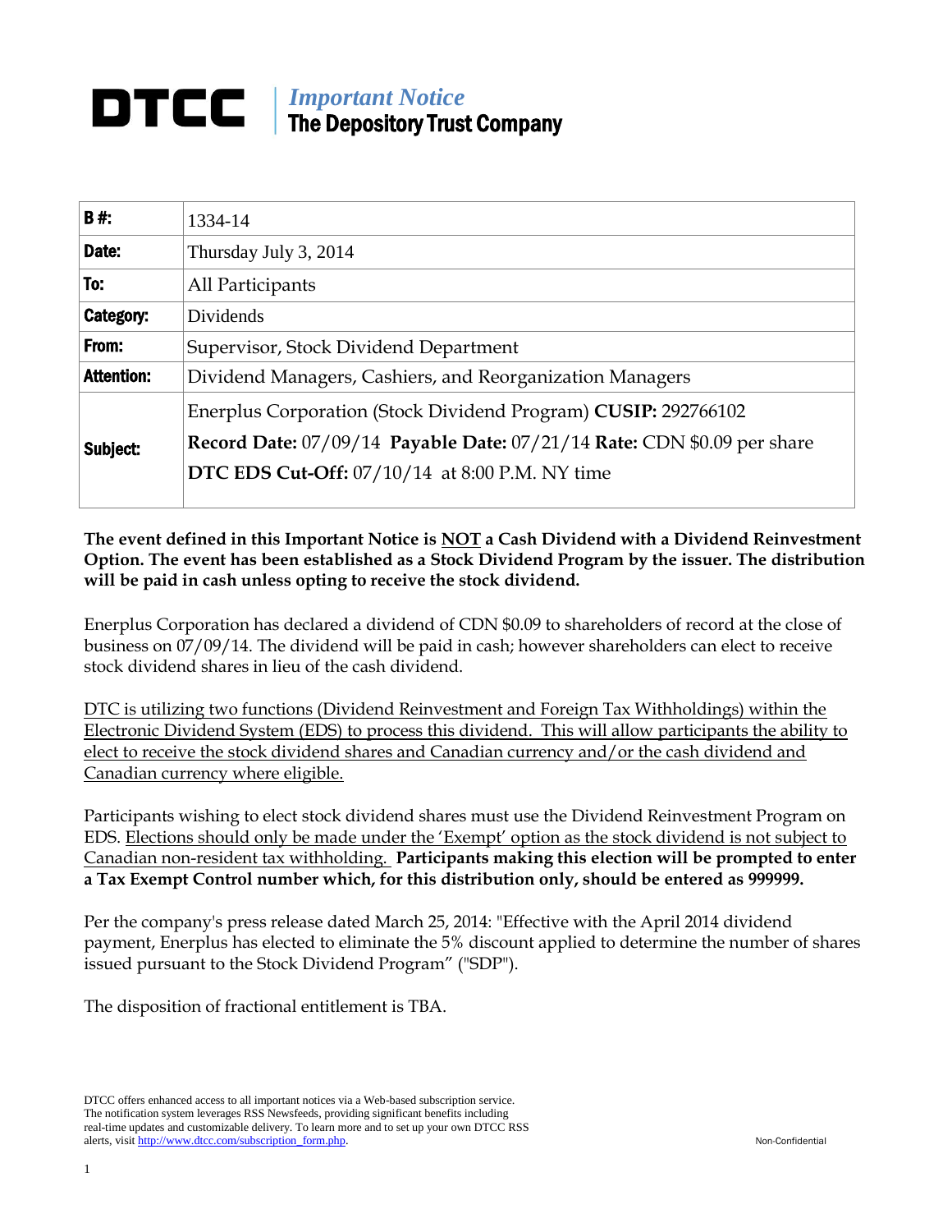# DTCC | *Important Notice* The Depository Trust Company

| | |
|---|---|
| **B #:** | 1334-14 |
| **Date:** | Thursday July 3, 2014 |
| **To:** | All Participants |
| **Category:** | Dividends |
| **From:** | Supervisor, Stock Dividend Department |
| **Attention:** | Dividend Managers, Cashiers, and Reorganization Managers |
| **Subject:** | Enerplus Corporation (Stock Dividend Program) **CUSIP:** 292766102<br>**Record Date:** 07/09/14 **Payable Date:** 07/21/14 **Rate:** CDN $0.09 per share<br>**DTC EDS Cut-Off:** 07/10/14 at 8:00 P.M. NY time |

**The event defined in this Important Notice is <u>NOT</u> a Cash Dividend with a Dividend Reinvestment Option. The event has been established as a Stock Dividend Program by the issuer. The distribution will be paid in cash unless opting to receive the stock dividend.**

Enerplus Corporation has declared a dividend of CDN $0.09 to shareholders of record at the close of business on 07/09/14. The dividend will be paid in cash; however shareholders can elect to receive stock dividend shares in lieu of the cash dividend.

<u>DTC is utilizing two functions (Dividend Reinvestment and Foreign Tax Withholdings) within the Electronic Dividend System (EDS) to process this dividend. This will allow participants the ability to elect to receive the stock dividend shares and Canadian currency and/or the cash dividend and Canadian currency where eligible.</u>

Participants wishing to elect stock dividend shares must use the Dividend Reinvestment Program on EDS. <u>Elections should only be made under the 'Exempt' option as the stock dividend is not subject to Canadian non-resident tax withholding.</u> **Participants making this election will be prompted to enter a Tax Exempt Control number which, for this distribution only, should be entered as 999999.**

Per the company's press release dated March 25, 2014: "Effective with the April 2014 dividend payment, Enerplus has elected to eliminate the 5% discount applied to determine the number of shares issued pursuant to the Stock Dividend Program" ("SDP").

The disposition of fractional entitlement is TBA.

DTCC offers enhanced access to all important notices via a Web-based subscription service. The notification system leverages RSS Newsfeeds, providing significant benefits including real-time updates and customizable delivery. To learn more and to set up your own DTCC RSS alerts, visit http://www.dtcc.com/subscription_form.php.

Non-Confidential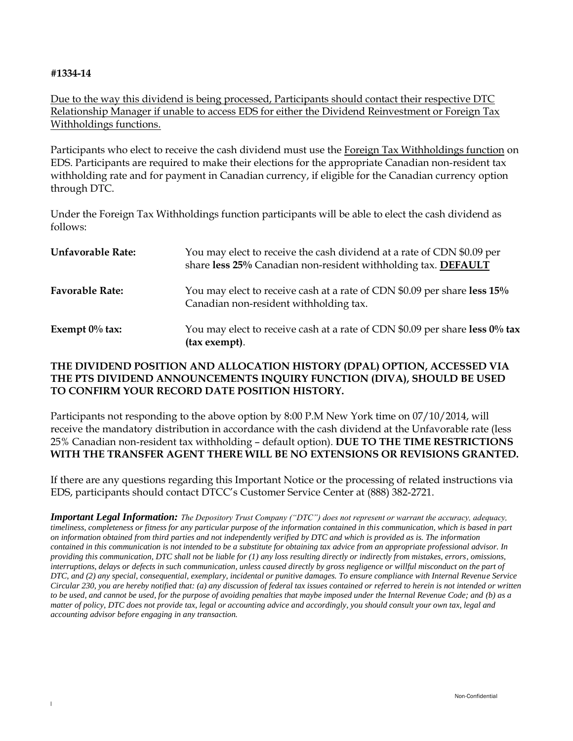**#1334-14**

Due to the way this dividend is being processed, Participants should contact their respective DTC Relationship Manager if unable to access EDS for either the Dividend Reinvestment or Foreign Tax Withholdings functions.

Participants who elect to receive the cash dividend must use the Foreign Tax Withholdings function on EDS. Participants are required to make their elections for the appropriate Canadian non-resident tax withholding rate and for payment in Canadian currency, if eligible for the Canadian currency option through DTC.

Under the Foreign Tax Withholdings function participants will be able to elect the cash dividend as follows:

| | |
|---|---|
| **Unfavorable Rate:** | You may elect to receive the cash dividend at a rate of CDN $0.09 per share **less 25%** Canadian non-resident withholding tax. **DEFAULT** |
| **Favorable Rate:** | You may elect to receive cash at a rate of CDN $0.09 per share **less 15%** Canadian non-resident withholding tax. |
| **Exempt 0% tax:** | You may elect to receive cash at a rate of CDN $0.09 per share **less 0% tax (tax exempt)**. |

**THE DIVIDEND POSITION AND ALLOCATION HISTORY (DPAL) OPTION, ACCESSED VIA THE PTS DIVIDEND ANNOUNCEMENTS INQUIRY FUNCTION (DIVA), SHOULD BE USED TO CONFIRM YOUR RECORD DATE POSITION HISTORY.**

Participants not responding to the above option by 8:00 P.M New York time on 07/10/2014, will receive the mandatory distribution in accordance with the cash dividend at the Unfavorable rate (less 25% Canadian non-resident tax withholding – default option). **DUE TO THE TIME RESTRICTIONS WITH THE TRANSFER AGENT THERE WILL BE NO EXTENSIONS OR REVISIONS GRANTED.**

If there are any questions regarding this Important Notice or the processing of related instructions via EDS, participants should contact DTCC's Customer Service Center at (888) 382-2721.

***Important Legal Information:*** *The Depository Trust Company ("DTC") does not represent or warrant the accuracy, adequacy, timeliness, completeness or fitness for any particular purpose of the information contained in this communication, which is based in part on information obtained from third parties and not independently verified by DTC and which is provided as is. The information contained in this communication is not intended to be a substitute for obtaining tax advice from an appropriate professional advisor. In providing this communication, DTC shall not be liable for (1) any loss resulting directly or indirectly from mistakes, errors, omissions, interruptions, delays or defects in such communication, unless caused directly by gross negligence or willful misconduct on the part of DTC, and (2) any special, consequential, exemplary, incidental or punitive damages. To ensure compliance with Internal Revenue Service Circular 230, you are hereby notified that: (a) any discussion of federal tax issues contained or referred to herein is not intended or written to be used, and cannot be used, for the purpose of avoiding penalties that maybe imposed under the Internal Revenue Code; and (b) as a matter of policy, DTC does not provide tax, legal or accounting advice and accordingly, you should consult your own tax, legal and accounting advisor before engaging in any transaction.*

Non-Confidential